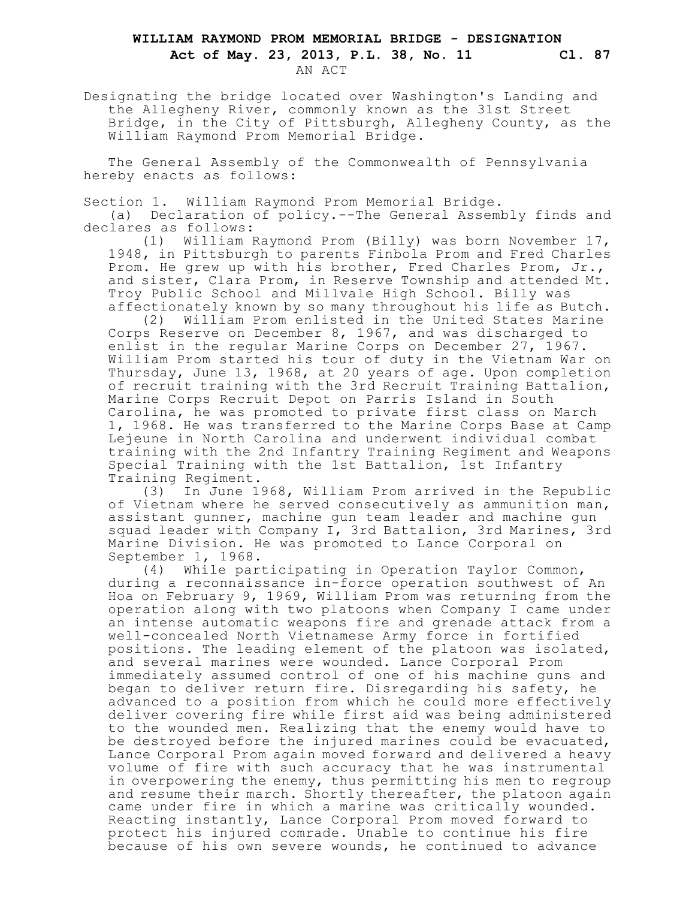# WILLIAM RAYMOND PROM MEMORIAL BRIDGE - DESIGNATION

**Act of May. 23, 2013, P.L. 38, No. 11 Cl. 87**

AN ACT

Designating the bridge located over Washington's Landing and the Allegheny River, commonly known as the 31st Street Bridge, in the City of Pittsburgh, Allegheny County, as the William Raymond Prom Memorial Bridge.

The General Assembly of the Commonwealth of Pennsylvania hereby enacts as follows:

Section 1. William Raymond Prom Memorial Bridge.

(a) Declaration of policy.--The General Assembly finds and declares as follows:

(1) William Raymond Prom (Billy) was born November 17, 1948, in Pittsburgh to parents Finbola Prom and Fred Charles Prom. He grew up with his brother, Fred Charles Prom, Jr., and sister, Clara Prom, in Reserve Township and attended Mt. Troy Public School and Millvale High School. Billy was affectionately known by so many throughout his life as Butch.

(2) William Prom enlisted in the United States Marine Corps Reserve on December 8, 1967, and was discharged to enlist in the regular Marine Corps on December 27, 1967. William Prom started his tour of duty in the Vietnam War on Thursday, June 13, 1968, at 20 years of age. Upon completion of recruit training with the 3rd Recruit Training Battalion, Marine Corps Recruit Depot on Parris Island in South Carolina, he was promoted to private first class on March 1, 1968. He was transferred to the Marine Corps Base at Camp Lejeune in North Carolina and underwent individual combat training with the 2nd Infantry Training Regiment and Weapons Special Training with the 1st Battalion, 1st Infantry Training Regiment.

(3) In June 1968, William Prom arrived in the Republic of Vietnam where he served consecutively as ammunition man, assistant gunner, machine gun team leader and machine gun squad leader with Company I, 3rd Battalion, 3rd Marines, 3rd Marine Division. He was promoted to Lance Corporal on September 1, 1968.

(4) While participating in Operation Taylor Common, during a reconnaissance in-force operation southwest of An Hoa on February 9, 1969, William Prom was returning from the operation along with two platoons when Company I came under an intense automatic weapons fire and grenade attack from a well-concealed North Vietnamese Army force in fortified positions. The leading element of the platoon was isolated, and several marines were wounded. Lance Corporal Prom immediately assumed control of one of his machine guns and began to deliver return fire. Disregarding his safety, he advanced to a position from which he could more effectively deliver covering fire while first aid was being administered to the wounded men. Realizing that the enemy would have to be destroyed before the injured marines could be evacuated, Lance Corporal Prom again moved forward and delivered a heavy volume of fire with such accuracy that he was instrumental in overpowering the enemy, thus permitting his men to regroup and resume their march. Shortly thereafter, the platoon again came under fire in which a marine was critically wounded. Reacting instantly, Lance Corporal Prom moved forward to protect his injured comrade. Unable to continue his fire because of his own severe wounds, he continued to advance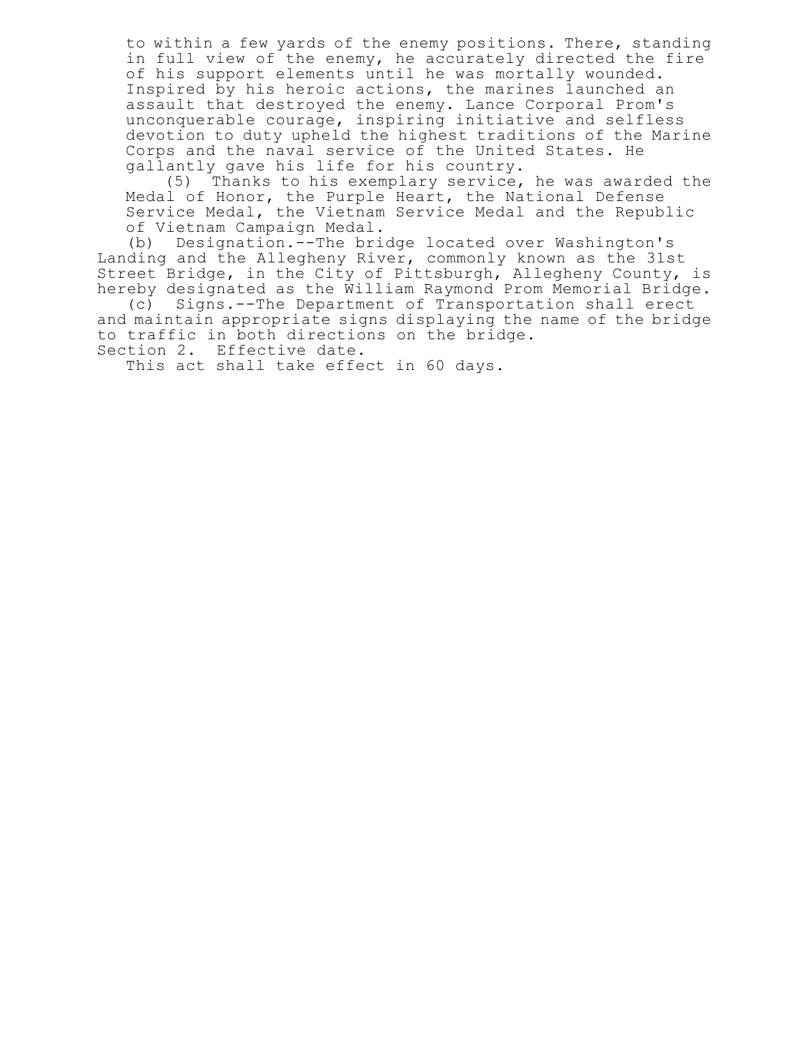to within a few yards of the enemy positions. There, standing in full view of the enemy, he accurately directed the fire of his support elements until he was mortally wounded. Inspired by his heroic actions, the marines launched an assault that destroyed the enemy. Lance Corporal Prom's unconquerable courage, inspiring initiative and selfless devotion to duty upheld the highest traditions of the Marine Corps and the naval service of the United States. He gallantly gave his life for his country.

(5) Thanks to his exemplary service, he was awarded the Medal of Honor, the Purple Heart, the National Defense Service Medal, the Vietnam Service Medal and the Republic of Vietnam Campaign Medal.

(b) Designation.--The bridge located over Washington's Landing and the Allegheny River, commonly known as the 31st Street Bridge, in the City of Pittsburgh, Allegheny County, is hereby designated as the William Raymond Prom Memorial Bridge.

(c) Signs.--The Department of Transportation shall erect and maintain appropriate signs displaying the name of the bridge to traffic in both directions on the bridge.

Section 2. Effective date.

This act shall take effect in 60 days.